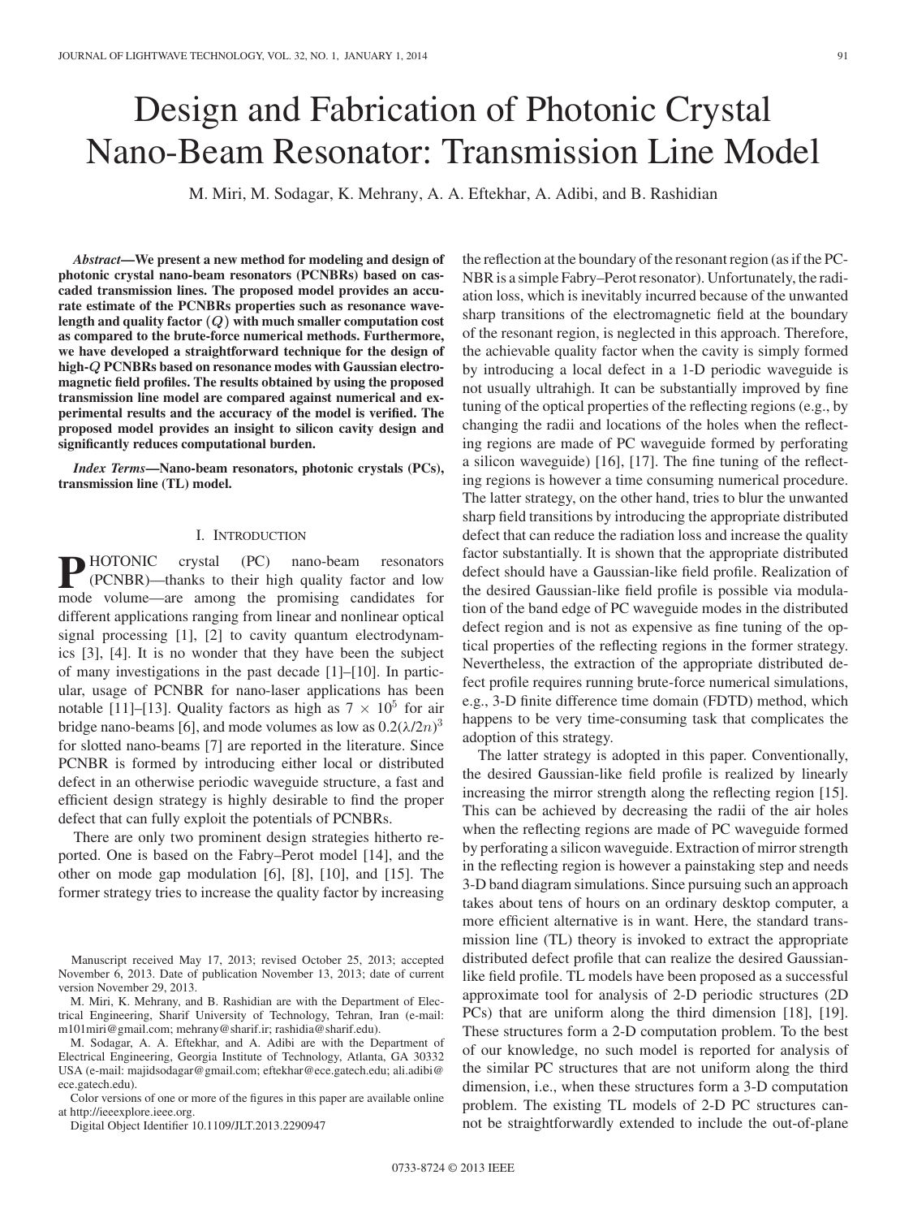# Design and Fabrication of Photonic Crystal Nano-Beam Resonator: Transmission Line Model

M. Miri, M. Sodagar, K. Mehrany, A. A. Eftekhar, A. Adibi, and B. Rashidian

***Abstract*—We present a new method for modeling and design of photonic crystal nano-beam resonators (PCNBRs) based on cascaded transmission lines. The proposed model provides an accurate estimate of the PCNBRs properties such as resonance wavelength and quality factor ($Q$) with much smaller computation cost as compared to the brute-force numerical methods. Furthermore, we have developed a straightforward technique for the design of high-$Q$ PCNBRs based on resonance modes with Gaussian electromagnetic field profiles. The results obtained by using the proposed transmission line model are compared against numerical and experimental results and the accuracy of the model is verified. The proposed model provides an insight to silicon cavity design and significantly reduces computational burden.**

***Index Terms*—Nano-beam resonators, photonic crystals (PCs), transmission line (TL) model.**

## I. Introduction

Photonic crystal (PC) nano-beam resonators (PCNBR)—thanks to their high quality factor and low mode volume—are among the promising candidates for different applications ranging from linear and nonlinear optical signal processing [1], [2] to cavity quantum electrodynamics [3], [4]. It is no wonder that they have been the subject of many investigations in the past decade [1]–[10]. In particular, usage of PCNBR for nano-laser applications has been notable [11]–[13]. Quality factors as high as $7 \times 10^5$ for air bridge nano-beams [6], and mode volumes as low as $0.2(\lambda/2n)^3$ for slotted nano-beams [7] are reported in the literature. Since PCNBR is formed by introducing either local or distributed defect in an otherwise periodic waveguide structure, a fast and efficient design strategy is highly desirable to find the proper defect that can fully exploit the potentials of PCNBRs.

There are only two prominent design strategies hitherto reported. One is based on the Fabry–Perot model [14], and the other on mode gap modulation [6], [8], [10], and [15]. The former strategy tries to increase the quality factor by increasing the reflection at the boundary of the resonant region (as if the PCNBR is a simple Fabry–Perot resonator). Unfortunately, the radiation loss, which is inevitably incurred because of the unwanted sharp transitions of the electromagnetic field at the boundary of the resonant region, is neglected in this approach. Therefore, the achievable quality factor when the cavity is simply formed by introducing a local defect in a 1-D periodic waveguide is not usually ultrahigh. It can be substantially improved by fine tuning of the optical properties of the reflecting regions (e.g., by changing the radii and locations of the holes when the reflecting regions are made of PC waveguide formed by perforating a silicon waveguide) [16], [17]. The fine tuning of the reflecting regions is however a time consuming numerical procedure. The latter strategy, on the other hand, tries to blur the unwanted sharp field transitions by introducing the appropriate distributed defect that can reduce the radiation loss and increase the quality factor substantially. It is shown that the appropriate distributed defect should have a Gaussian-like field profile. Realization of the desired Gaussian-like field profile is possible via modulation of the band edge of PC waveguide modes in the distributed defect region and is not as expensive as fine tuning of the optical properties of the reflecting regions in the former strategy. Nevertheless, the extraction of the appropriate distributed defect profile requires running brute-force numerical simulations, e.g., 3-D finite difference time domain (FDTD) method, which happens to be very time-consuming task that complicates the adoption of this strategy.

The latter strategy is adopted in this paper. Conventionally, the desired Gaussian-like field profile is realized by linearly increasing the mirror strength along the reflecting region [15]. This can be achieved by decreasing the radii of the air holes when the reflecting regions are made of PC waveguide formed by perforating a silicon waveguide. Extraction of mirror strength in the reflecting region is however a painstaking step and needs 3-D band diagram simulations. Since pursuing such an approach takes about tens of hours on an ordinary desktop computer, a more efficient alternative is in want. Here, the standard transmission line (TL) theory is invoked to extract the appropriate distributed defect profile that can realize the desired Gaussian-like field profile. TL models have been proposed as a successful approximate tool for analysis of 2-D periodic structures (2D PCs) that are uniform along the third dimension [18], [19]. These structures form a 2-D computation problem. To the best of our knowledge, no such model is reported for analysis of the similar PC structures that are not uniform along the third dimension, i.e., when these structures form a 3-D computation problem. The existing TL models of 2-D PC structures cannot be straightforwardly extended to include the out-of-plane

---

Manuscript received May 17, 2013; revised October 25, 2013; accepted November 6, 2013. Date of publication November 13, 2013; date of current version November 29, 2013.

M. Miri, K. Mehrany, and B. Rashidian are with the Department of Electrical Engineering, Sharif University of Technology, Tehran, Iran (e-mail: m101miri@gmail.com; mehrany@sharif.ir; rashidia@sharif.edu).

M. Sodagar, A. A. Eftekhar, and A. Adibi are with the Department of Electrical Engineering, Georgia Institute of Technology, Atlanta, GA 30332 USA (e-mail: majidsodagar@gmail.com; eftekhar@ece.gatech.edu; ali.adibi@ece.gatech.edu).

Color versions of one or more of the figures in this paper are available online at http://ieeexplore.ieee.org.

Digital Object Identifier 10.1109/JLT.2013.2290947

0733-8724 © 2013 IEEE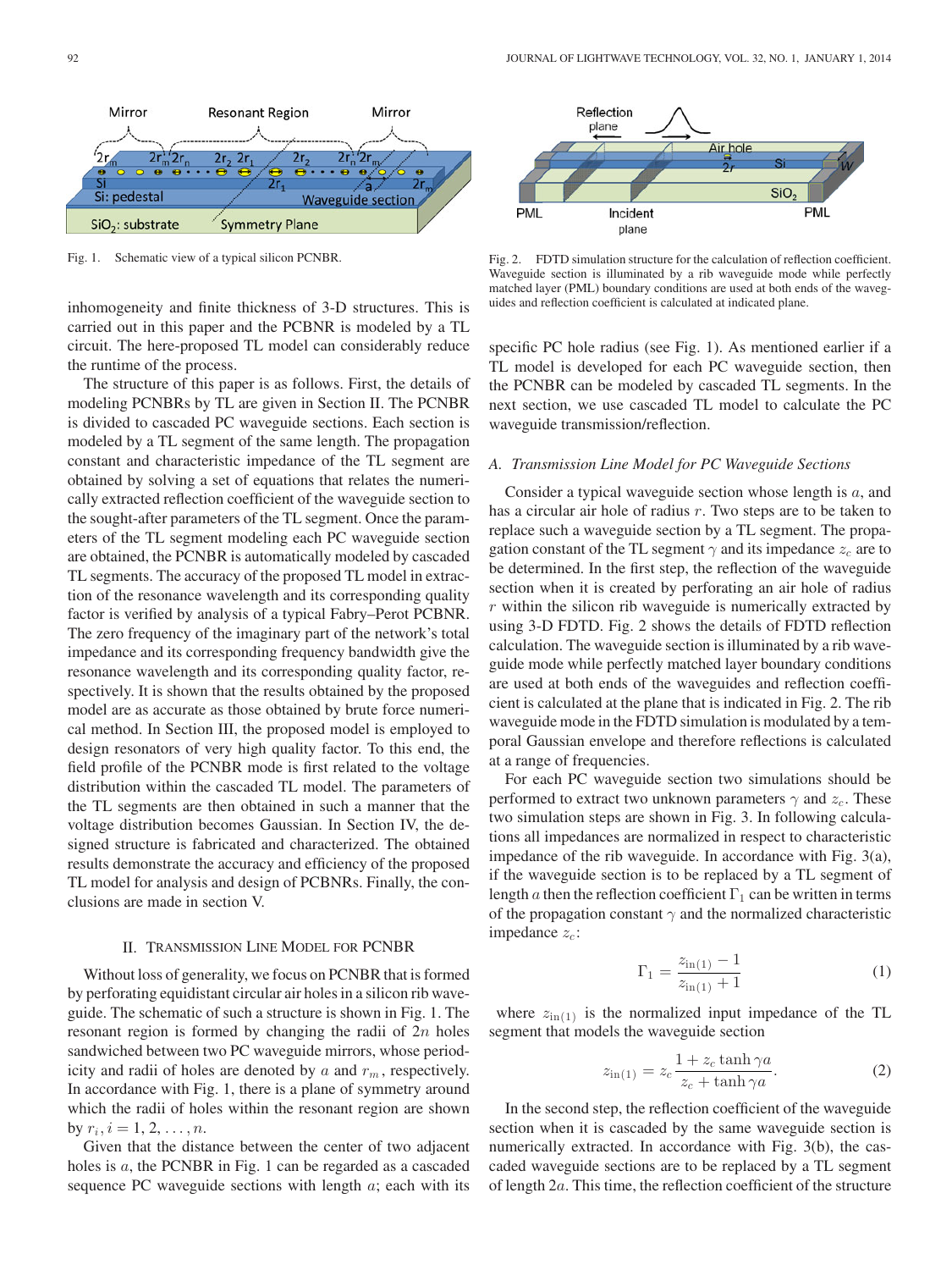Fig. 1. Schematic view of a typical silicon PCNBR.

Fig. 2. FDTD simulation structure for the calculation of reflection coefficient. Waveguide section is illuminated by a rib waveguide mode while perfectly matched layer (PML) boundary conditions are used at both ends of the waveguides and reflection coefficient is calculated at indicated plane.

inhomogeneity and finite thickness of 3-D structures. This is carried out in this paper and the PCBNR is modeled by a TL circuit. The here-proposed TL model can considerably reduce the runtime of the process.

The structure of this paper is as follows. First, the details of modeling PCNBRs by TL are given in Section II. The PCNBR is divided to cascaded PC waveguide sections. Each section is modeled by a TL segment of the same length. The propagation constant and characteristic impedance of the TL segment are obtained by solving a set of equations that relates the numerically extracted reflection coefficient of the waveguide section to the sought-after parameters of the TL segment. Once the parameters of the TL segment modeling each PC waveguide section are obtained, the PCNBR is automatically modeled by cascaded TL segments. The accuracy of the proposed TL model in extraction of the resonance wavelength and its corresponding quality factor is verified by analysis of a typical Fabry–Perot PCBNR. The zero frequency of the imaginary part of the network's total impedance and its corresponding frequency bandwidth give the resonance wavelength and its corresponding quality factor, respectively. It is shown that the results obtained by the proposed model are as accurate as those obtained by brute force numerical method. In Section III, the proposed model is employed to design resonators of very high quality factor. To this end, the field profile of the PCNBR mode is first related to the voltage distribution within the cascaded TL model. The parameters of the TL segments are then obtained in such a manner that the voltage distribution becomes Gaussian. In Section IV, the designed structure is fabricated and characterized. The obtained results demonstrate the accuracy and efficiency of the proposed TL model for analysis and design of PCBNRs. Finally, the conclusions are made in section V.

## II. Transmission Line Model for PCNBR

Without loss of generality, we focus on PCNBR that is formed by perforating equidistant circular air holes in a silicon rib waveguide. The schematic of such a structure is shown in Fig. 1. The resonant region is formed by changing the radii of $2n$ holes sandwiched between two PC waveguide mirrors, whose periodicity and radii of holes are denoted by $a$ and $r_m$, respectively. In accordance with Fig. 1, there is a plane of symmetry around which the radii of holes within the resonant region are shown by $r_i, i = 1, 2, \ldots, n$.

Given that the distance between the center of two adjacent holes is $a$, the PCNBR in Fig. 1 can be regarded as a cascaded sequence PC waveguide sections with length $a$; each with its specific PC hole radius (see Fig. 1). As mentioned earlier if a TL model is developed for each PC waveguide section, then the PCNBR can be modeled by cascaded TL segments. In the next section, we use cascaded TL model to calculate the PC waveguide transmission/reflection.

### A. Transmission Line Model for PC Waveguide Sections

Consider a typical waveguide section whose length is $a$, and has a circular air hole of radius $r$. Two steps are to be taken to replace such a waveguide section by a TL segment. The propagation constant of the TL segment $\gamma$ and its impedance $z_c$ are to be determined. In the first step, the reflection of the waveguide section when it is created by perforating an air hole of radius $r$ within the silicon rib waveguide is numerically extracted by using 3-D FDTD. Fig. 2 shows the details of FDTD reflection calculation. The waveguide section is illuminated by a rib waveguide mode while perfectly matched layer boundary conditions are used at both ends of the waveguides and reflection coefficient is calculated at the plane that is indicated in Fig. 2. The rib waveguide mode in the FDTD simulation is modulated by a temporal Gaussian envelope and therefore reflections is calculated at a range of frequencies.

For each PC waveguide section two simulations should be performed to extract two unknown parameters $\gamma$ and $z_c$. These two simulation steps are shown in Fig. 3. In following calculations all impedances are normalized in respect to characteristic impedance of the rib waveguide. In accordance with Fig. 3(a), if the waveguide section is to be replaced by a TL segment of length $a$ then the reflection coefficient $\Gamma_1$ can be written in terms of the propagation constant $\gamma$ and the normalized characteristic impedance $z_c$:

$$\Gamma_1 = \frac{z_{\text{in}(1)} - 1}{z_{\text{in}(1)} + 1} \tag{1}$$

where $z_{\text{in}(1)}$ is the normalized input impedance of the TL segment that models the waveguide section

$$z_{\text{in}(1)} = z_c \frac{1 + z_c \tanh \gamma a}{z_c + \tanh \gamma a}. \tag{2}$$

In the second step, the reflection coefficient of the waveguide section when it is cascaded by the same waveguide section is numerically extracted. In accordance with Fig. 3(b), the cascaded waveguide sections are to be replaced by a TL segment of length $2a$. This time, the reflection coefficient of the structure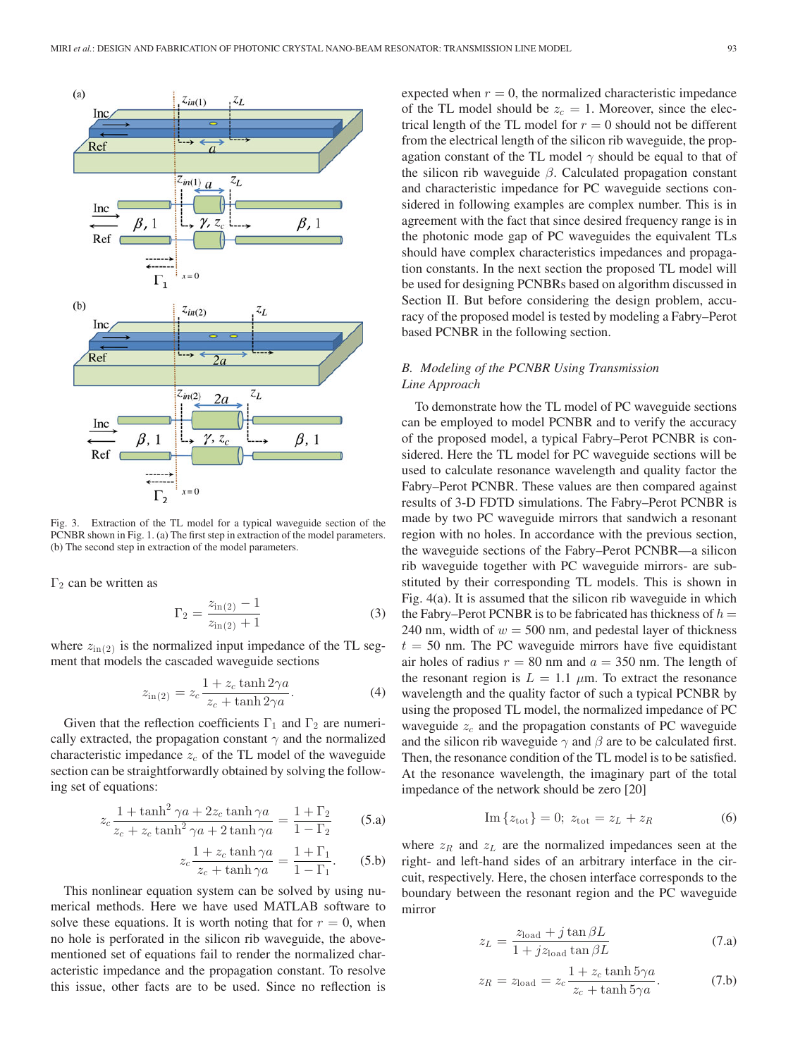Fig. 3. Extraction of the TL model for a typical waveguide section of the PCNBR shown in Fig. 1. (a) The first step in extraction of the model parameters. (b) The second step in extraction of the model parameters.

$\Gamma_2$ can be written as

$$\Gamma_2 = \frac{z_{\text{in}(2)} - 1}{z_{\text{in}(2)} + 1} \tag{3}$$

where $z_{\text{in}(2)}$ is the normalized input impedance of the TL segment that models the cascaded waveguide sections

$$z_{\text{in}(2)} = z_c \frac{1 + z_c \tanh 2\gamma a}{z_c + \tanh 2\gamma a}. \tag{4}$$

Given that the reflection coefficients $\Gamma_1$ and $\Gamma_2$ are numerically extracted, the propagation constant $\gamma$ and the normalized characteristic impedance $z_c$ of the TL model of the waveguide section can be straightforwardly obtained by solving the following set of equations:

$$z_c \frac{1 + \tanh^2 \gamma a + 2z_c \tanh \gamma a}{z_c + z_c \tanh^2 \gamma a + 2 \tanh \gamma a} = \frac{1 + \Gamma_2}{1 - \Gamma_2} \tag{5.a}$$

$$z_c \frac{1 + z_c \tanh \gamma a}{z_c + \tanh \gamma a} = \frac{1 + \Gamma_1}{1 - \Gamma_1}. \tag{5.b}$$

This nonlinear equation system can be solved by using numerical methods. Here we have used MATLAB software to solve these equations. It is worth noting that for $r = 0$, when no hole is perforated in the silicon rib waveguide, the above-mentioned set of equations fail to render the normalized characteristic impedance and the propagation constant. To resolve this issue, other facts are to be used. Since no reflection is expected when $r = 0$, the normalized characteristic impedance of the TL model should be $z_c = 1$. Moreover, since the electrical length of the TL model for $r = 0$ should not be different from the electrical length of the silicon rib waveguide, the propagation constant of the TL model $\gamma$ should be equal to that of the silicon rib waveguide $\beta$. Calculated propagation constant and characteristic impedance for PC waveguide sections considered in following examples are complex number. This is in agreement with the fact that since desired frequency range is in the photonic mode gap of PC waveguides the equivalent TLs should have complex characteristics impedances and propagation constants. In the next section the proposed TL model will be used for designing PCNBRs based on algorithm discussed in Section II. But before considering the design problem, accuracy of the proposed model is tested by modeling a Fabry–Perot based PCNBR in the following section.

### *B. Modeling of the PCNBR Using Transmission Line Approach*

To demonstrate how the TL model of PC waveguide sections can be employed to model PCNBR and to verify the accuracy of the proposed model, a typical Fabry–Perot PCNBR is considered. Here the TL model for PC waveguide sections will be used to calculate resonance wavelength and quality factor the Fabry–Perot PCNBR. These values are then compared against results of 3-D FDTD simulations. The Fabry–Perot PCNBR is made by two PC waveguide mirrors that sandwich a resonant region with no holes. In accordance with the previous section, the waveguide sections of the Fabry–Perot PCNBR—a silicon rib waveguide together with PC waveguide mirrors- are substituted by their corresponding TL models. This is shown in Fig. 4(a). It is assumed that the silicon rib waveguide in which the Fabry–Perot PCNBR is to be fabricated has thickness of $h =$ 240 nm, width of $w = 500$ nm, and pedestal layer of thickness $t = 50$ nm. The PC waveguide mirrors have five equidistant air holes of radius $r = 80$ nm and $a = 350$ nm. The length of the resonant region is $L = 1.1$ $\mu$m. To extract the resonance wavelength and the quality factor of such a typical PCNBR by using the proposed TL model, the normalized impedance of PC waveguide $z_c$ and the propagation constants of PC waveguide and the silicon rib waveguide $\gamma$ and $\beta$ are to be calculated first. Then, the resonance condition of the TL model is to be satisfied. At the resonance wavelength, the imaginary part of the total impedance of the network should be zero [20]

$$\text{Im}\{z_{\text{tot}}\} = 0; \; z_{\text{tot}} = z_L + z_R \tag{6}$$

where $z_R$ and $z_L$ are the normalized impedances seen at the right- and left-hand sides of an arbitrary interface in the circuit, respectively. Here, the chosen interface corresponds to the boundary between the resonant region and the PC waveguide mirror

$$z_L = \frac{z_{\text{load}} + j \tan \beta L}{1 + j z_{\text{load}} \tan \beta L} \tag{7.a}$$

$$z_R = z_{\text{load}} = z_c \frac{1 + z_c \tanh 5\gamma a}{z_c + \tanh 5\gamma a}. \tag{7.b}$$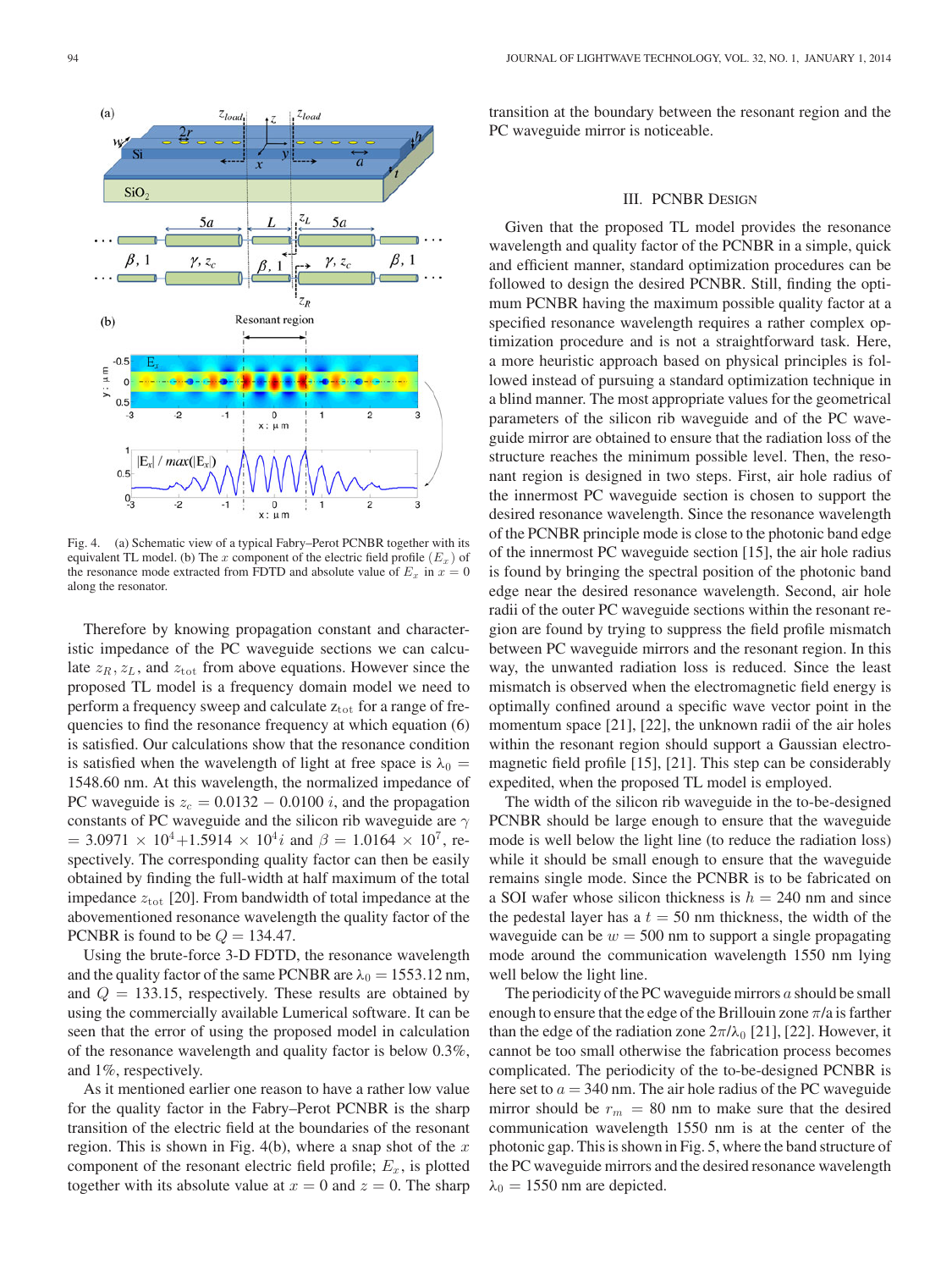(a)

$z_{load}$ $z$ $z_{load}$

$w$ $2r$ $h$

Si $y$ $x$ $a$ $t$

$SiO_2$

$5a$ $L$ $z_L$ $5a$

$\beta$, 1 $\gamma$, $z_c$ $\beta$, 1 $\gamma$, $z_c$ $\beta$, 1

$z_R$

(b) Resonant region

$E_x$

y : µm

-0.5 0 0.5

-3 -2 -1 0 1 2 3

x : µm

$|E_x| / max(|E_x|)$

1 0.5 0

-3 -2 -1 0 1 2 3

x : µm

Fig. 4. (a) Schematic view of a typical Fabry–Perot PCNBR together with its equivalent TL model. (b) The $x$ component of the electric field profile ($E_x$) of the resonance mode extracted from FDTD and absolute value of $E_x$ in $x = 0$ along the resonator.

Therefore by knowing propagation constant and characteristic impedance of the PC waveguide sections we can calculate $z_R$, $z_L$, and $z_{\text{tot}}$ from above equations. However since the proposed TL model is a frequency domain model we need to perform a frequency sweep and calculate $z_{\text{tot}}$ for a range of frequencies to find the resonance frequency at which equation (6) is satisfied. Our calculations show that the resonance condition is satisfied when the wavelength of light at free space is $\lambda_0 = 1548.60$ nm. At this wavelength, the normalized impedance of PC waveguide is $z_c = 0.0132 - 0.0100\,i$, and the propagation constants of PC waveguide and the silicon rib waveguide are $\gamma = 3.0971 \times 10^4 + 1.5914 \times 10^4 i$ and $\beta = 1.0164 \times 10^7$, respectively. The corresponding quality factor can then be easily obtained by finding the full-width at half maximum of the total impedance $z_{\text{tot}}$ [20]. From bandwidth of total impedance at the abovementioned resonance wavelength the quality factor of the PCNBR is found to be $Q = 134.47$.

Using the brute-force 3-D FDTD, the resonance wavelength and the quality factor of the same PCNBR are $\lambda_0 = 1553.12$ nm, and $Q = 133.15$, respectively. These results are obtained by using the commercially available Lumerical software. It can be seen that the error of using the proposed model in calculation of the resonance wavelength and quality factor is below 0.3%, and 1%, respectively.

As it mentioned earlier one reason to have a rather low value for the quality factor in the Fabry–Perot PCNBR is the sharp transition of the electric field at the boundaries of the resonant region. This is shown in Fig. 4(b), where a snap shot of the $x$ component of the resonant electric field profile; $E_x$, is plotted together with its absolute value at $x = 0$ and $z = 0$. The sharp transition at the boundary between the resonant region and the PC waveguide mirror is noticeable.

## III. PCNBR Design

Given that the proposed TL model provides the resonance wavelength and quality factor of the PCNBR in a simple, quick and efficient manner, standard optimization procedures can be followed to design the desired PCNBR. Still, finding the optimum PCNBR having the maximum possible quality factor at a specified resonance wavelength requires a rather complex optimization procedure and is not a straightforward task. Here, a more heuristic approach based on physical principles is followed instead of pursuing a standard optimization technique in a blind manner. The most appropriate values for the geometrical parameters of the silicon rib waveguide and of the PC waveguide mirror are obtained to ensure that the radiation loss of the structure reaches the minimum possible level. Then, the resonant region is designed in two steps. First, air hole radius of the innermost PC waveguide section is chosen to support the desired resonance wavelength. Since the resonance wavelength of the PCNBR principle mode is close to the photonic band edge of the innermost PC waveguide section [15], the air hole radius is found by bringing the spectral position of the photonic band edge near the desired resonance wavelength. Second, air hole radii of the outer PC waveguide sections within the resonant region are found by trying to suppress the field profile mismatch between PC waveguide mirrors and the resonant region. In this way, the unwanted radiation loss is reduced. Since the least mismatch is observed when the electromagnetic field energy is optimally confined around a specific wave vector point in the momentum space [21], [22], the unknown radii of the air holes within the resonant region should support a Gaussian electromagnetic field profile [15], [21]. This step can be considerably expedited, when the proposed TL model is employed.

The width of the silicon rib waveguide in the to-be-designed PCNBR should be large enough to ensure that the waveguide mode is well below the light line (to reduce the radiation loss) while it should be small enough to ensure that the waveguide remains single mode. Since the PCNBR is to be fabricated on a SOI wafer whose silicon thickness is $h = 240$ nm and since the pedestal layer has a $t = 50$ nm thickness, the width of the waveguide can be $w = 500$ nm to support a single propagating mode around the communication wavelength 1550 nm lying well below the light line.

The periodicity of the PC waveguide mirrors $a$ should be small enough to ensure that the edge of the Brillouin zone $\pi/a$ is farther than the edge of the radiation zone $2\pi/\lambda_0$ [21], [22]. However, it cannot be too small otherwise the fabrication process becomes complicated. The periodicity of the to-be-designed PCNBR is here set to $a = 340$ nm. The air hole radius of the PC waveguide mirror should be $r_m = 80$ nm to make sure that the desired communication wavelength 1550 nm is at the center of the photonic gap. This is shown in Fig. 5, where the band structure of the PC waveguide mirrors and the desired resonance wavelength $\lambda_0 = 1550$ nm are depicted.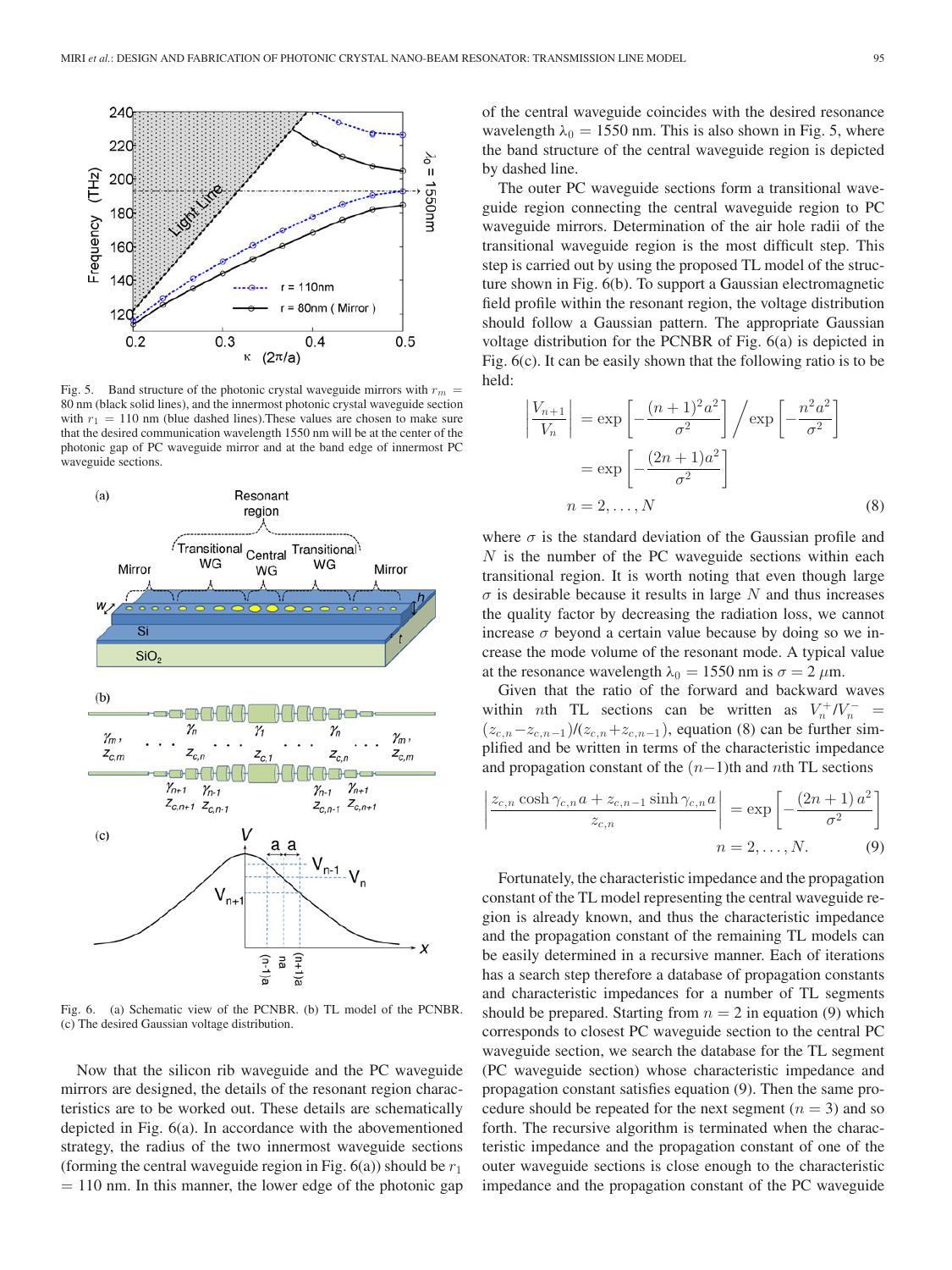Fig. 5. Band structure of the photonic crystal waveguide mirrors with $r_m$ = 80 nm (black solid lines), and the innermost photonic crystal waveguide section with $r_1$ = 110 nm (blue dashed lines).These values are chosen to make sure that the desired communication wavelength 1550 nm will be at the center of the photonic gap of PC waveguide mirror and at the band edge of innermost PC waveguide sections.

Fig. 6. (a) Schematic view of the PCNBR. (b) TL model of the PCNBR. (c) The desired Gaussian voltage distribution.

Now that the silicon rib waveguide and the PC waveguide mirrors are designed, the details of the resonant region characteristics are to be worked out. These details are schematically depicted in Fig. 6(a). In accordance with the abovementioned strategy, the radius of the two innermost waveguide sections (forming the central waveguide region in Fig. 6(a)) should be $r_1$ = 110 nm. In this manner, the lower edge of the photonic gap of the central waveguide coincides with the desired resonance wavelength $\lambda_0$ = 1550 nm. This is also shown in Fig. 5, where the band structure of the central waveguide region is depicted by dashed line.

The outer PC waveguide sections form a transitional waveguide region connecting the central waveguide region to PC waveguide mirrors. Determination of the air hole radii of the transitional waveguide region is the most difficult step. This step is carried out by using the proposed TL model of the structure shown in Fig. 6(b). To support a Gaussian electromagnetic field profile within the resonant region, the voltage distribution should follow a Gaussian pattern. The appropriate Gaussian voltage distribution for the PCNBR of Fig. 6(a) is depicted in Fig. 6(c). It can be easily shown that the following ratio is to be held:

$$\left|\frac{V_{n+1}}{V_n}\right| = \exp\left[-\frac{(n+1)^2a^2}{\sigma^2}\right] \Big/ \exp\left[-\frac{n^2a^2}{\sigma^2}\right] = \exp\left[-\frac{(2n+1)a^2}{\sigma^2}\right] \qquad n = 2,\ldots,N \tag{8}$$

where $\sigma$ is the standard deviation of the Gaussian profile and $N$ is the number of the PC waveguide sections within each transitional region. It is worth noting that even though large $\sigma$ is desirable because it results in large $N$ and thus increases the quality factor by decreasing the radiation loss, we cannot increase $\sigma$ beyond a certain value because by doing so we increase the mode volume of the resonant mode. A typical value at the resonance wavelength $\lambda_0$ = 1550 nm is $\sigma$ = 2 $\mu$m.

Given that the ratio of the forward and backward waves within $n$th TL sections can be written as $V_n^+/V_n^- = (z_{c,n}-z_{c,n-1})/(z_{c,n}+z_{c,n-1})$, equation (8) can be further simplified and be written in terms of the characteristic impedance and propagation constant of the $(n-1)$th and $n$th TL sections

$$\left|\frac{z_{c,n}\cosh\gamma_{c,n}a + z_{c,n-1}\sinh\gamma_{c,n}a}{z_{c,n}}\right| = \exp\left[-\frac{(2n+1)\,a^2}{\sigma^2}\right] \qquad n = 2,\ldots,N. \tag{9}$$

Fortunately, the characteristic impedance and the propagation constant of the TL model representing the central waveguide region is already known, and thus the characteristic impedance and the propagation constant of the remaining TL models can be easily determined in a recursive manner. Each of iterations has a search step therefore a database of propagation constants and characteristic impedances for a number of TL segments should be prepared. Starting from $n = 2$ in equation (9) which corresponds to closest PC waveguide section to the central PC waveguide section, we search the database for the TL segment (PC waveguide section) whose characteristic impedance and propagation constant satisfies equation (9). Then the same procedure should be repeated for the next segment ($n = 3$) and so forth. The recursive algorithm is terminated when the characteristic impedance and the propagation constant of one of the outer waveguide sections is close enough to the characteristic impedance and the propagation constant of the PC waveguide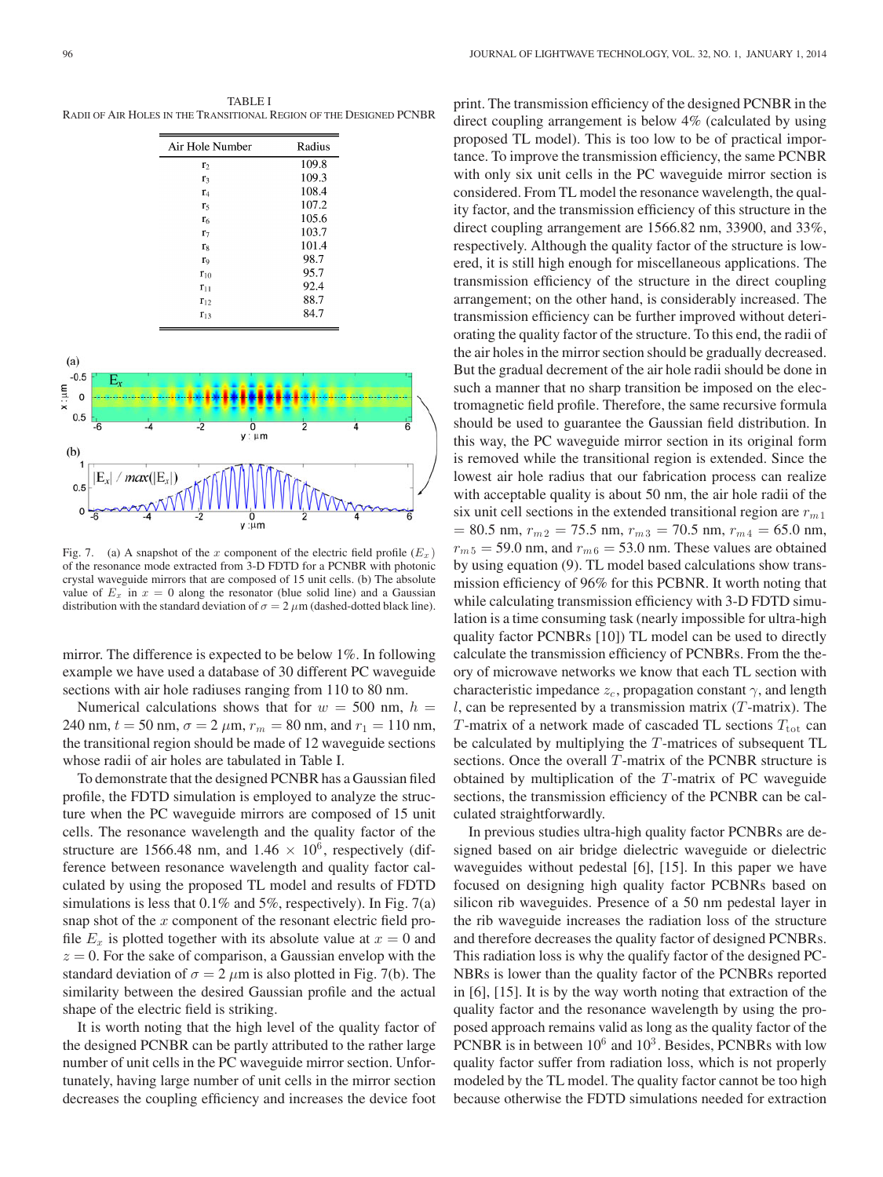TABLE I
RADII OF AIR HOLES IN THE TRANSITIONAL REGION OF THE DESIGNED PCNBR

| Air Hole Number | Radius |
|---|---|
| $r_2$ | 109.8 |
| $r_3$ | 109.3 |
| $r_4$ | 108.4 |
| $r_5$ | 107.2 |
| $r_6$ | 105.6 |
| $r_7$ | 103.7 |
| $r_8$ | 101.4 |
| $r_9$ | 98.7 |
| $r_{10}$ | 95.7 |
| $r_{11}$ | 92.4 |
| $r_{12}$ | 88.7 |
| $r_{13}$ | 84.7 |

Fig. 7. (a) A snapshot of the $x$ component of the electric field profile ($E_x$) of the resonance mode extracted from 3-D FDTD for a PCNBR with photonic crystal waveguide mirrors that are composed of 15 unit cells. (b) The absolute value of $E_x$ in $x = 0$ along the resonator (blue solid line) and a Gaussian distribution with the standard deviation of $\sigma = 2\ \mu$m (dashed-dotted black line).

mirror. The difference is expected to be below 1%. In following example we have used a database of 30 different PC waveguide sections with air hole radiuses ranging from 110 to 80 nm.

Numerical calculations shows that for $w = 500$ nm, $h = 240$ nm, $t = 50$ nm, $\sigma = 2\ \mu$m, $r_m = 80$ nm, and $r_1 = 110$ nm, the transitional region should be made of 12 waveguide sections whose radii of air holes are tabulated in Table I.

To demonstrate that the designed PCNBR has a Gaussian filed profile, the FDTD simulation is employed to analyze the structure when the PC waveguide mirrors are composed of 15 unit cells. The resonance wavelength and the quality factor of the structure are 1566.48 nm, and $1.46 \times 10^6$, respectively (difference between resonance wavelength and quality factor calculated by using the proposed TL model and results of FDTD simulations is less that 0.1% and 5%, respectively). In Fig. 7(a) snap shot of the $x$ component of the resonant electric field profile $E_x$ is plotted together with its absolute value at $x = 0$ and $z = 0$. For the sake of comparison, a Gaussian envelop with the standard deviation of $\sigma = 2\ \mu$m is also plotted in Fig. 7(b). The similarity between the desired Gaussian profile and the actual shape of the electric field is striking.

It is worth noting that the high level of the quality factor of the designed PCNBR can be partly attributed to the rather large number of unit cells in the PC waveguide mirror section. Unfortunately, having large number of unit cells in the mirror section decreases the coupling efficiency and increases the device foot print. The transmission efficiency of the designed PCNBR in the direct coupling arrangement is below 4% (calculated by using proposed TL model). This is too low to be of practical importance. To improve the transmission efficiency, the same PCNBR with only six unit cells in the PC waveguide mirror section is considered. From TL model the resonance wavelength, the quality factor, and the transmission efficiency of this structure in the direct coupling arrangement are 1566.82 nm, 33900, and 33%, respectively. Although the quality factor of the structure is lowered, it is still high enough for miscellaneous applications. The transmission efficiency of the structure in the direct coupling arrangement; on the other hand, is considerably increased. The transmission efficiency can be further improved without deteriorating the quality factor of the structure. To this end, the radii of the air holes in the mirror section should be gradually decreased. But the gradual decrement of the air hole radii should be done in such a manner that no sharp transition be imposed on the electromagnetic field profile. Therefore, the same recursive formula should be used to guarantee the Gaussian field distribution. In this way, the PC waveguide mirror section in its original form is removed while the transitional region is extended. Since the lowest air hole radius that our fabrication process can realize with acceptable quality is about 50 nm, the air hole radii of the six unit cell sections in the extended transitional region are $r_{m1} = 80.5$ nm, $r_{m2} = 75.5$ nm, $r_{m3} = 70.5$ nm, $r_{m4} = 65.0$ nm, $r_{m5} = 59.0$ nm, and $r_{m6} = 53.0$ nm. These values are obtained by using equation (9). TL model based calculations show transmission efficiency of 96% for this PCBNR. It worth noting that while calculating transmission efficiency with 3-D FDTD simulation is a time consuming task (nearly impossible for ultra-high quality factor PCNBRs [10]) TL model can be used to directly calculate the transmission efficiency of PCNBRs. From the theory of microwave networks we know that each TL section with characteristic impedance $z_c$, propagation constant $\gamma$, and length $l$, can be represented by a transmission matrix ($T$-matrix). The $T$-matrix of a network made of cascaded TL sections $T_{\text{tot}}$ can be calculated by multiplying the $T$-matrices of subsequent TL sections. Once the overall $T$-matrix of the PCNBR structure is obtained by multiplication of the $T$-matrix of PC waveguide sections, the transmission efficiency of the PCNBR can be calculated straightforwardly.

In previous studies ultra-high quality factor PCNBRs are designed based on air bridge dielectric waveguide or dielectric waveguides without pedestal [6], [15]. In this paper we have focused on designing high quality factor PCBNRs based on silicon rib waveguides. Presence of a 50 nm pedestal layer in the rib waveguide increases the radiation loss of the structure and therefore decreases the quality factor of designed PCNBRs. This radiation loss is why the qualify factor of the designed PCNBRs is lower than the quality factor of the PCNBRs reported in [6], [15]. It is by the way worth noting that extraction of the quality factor and the resonance wavelength by using the proposed approach remains valid as long as the quality factor of the PCNBR is in between $10^6$ and $10^3$. Besides, PCNBRs with low quality factor suffer from radiation loss, which is not properly modeled by the TL model. The quality factor cannot be too high because otherwise the FDTD simulations needed for extraction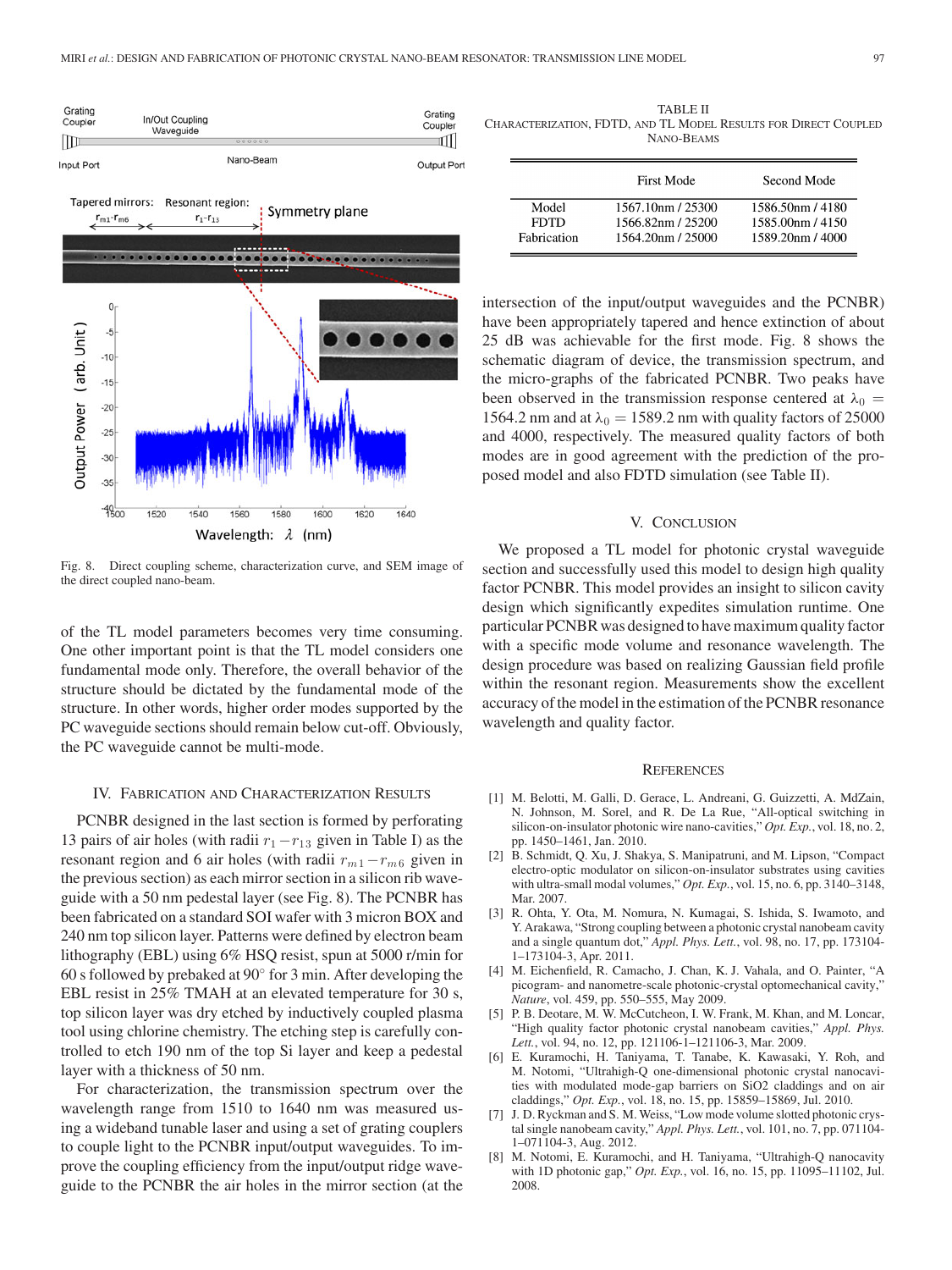Fig. 8. Direct coupling scheme, characterization curve, and SEM image of the direct coupled nano-beam.

of the TL model parameters becomes very time consuming. One other important point is that the TL model considers one fundamental mode only. Therefore, the overall behavior of the structure should be dictated by the fundamental mode of the structure. In other words, higher order modes supported by the PC waveguide sections should remain below cut-off. Obviously, the PC waveguide cannot be multi-mode.

## IV. Fabrication and Characterization Results

PCNBR designed in the last section is formed by perforating 13 pairs of air holes (with radii $r_1-r_{13}$ given in Table I) as the resonant region and 6 air holes (with radii $r_{m1}-r_{m6}$ given in the previous section) as each mirror section in a silicon rib waveguide with a 50 nm pedestal layer (see Fig. 8). The PCNBR has been fabricated on a standard SOI wafer with 3 micron BOX and 240 nm top silicon layer. Patterns were defined by electron beam lithography (EBL) using 6% HSQ resist, spun at 5000 r/min for 60 s followed by prebaked at 90° for 3 min. After developing the EBL resist in 25% TMAH at an elevated temperature for 30 s, top silicon layer was dry etched by inductively coupled plasma tool using chlorine chemistry. The etching step is carefully controlled to etch 190 nm of the top Si layer and keep a pedestal layer with a thickness of 50 nm.

For characterization, the transmission spectrum over the wavelength range from 1510 to 1640 nm was measured using a wideband tunable laser and using a set of grating couplers to couple light to the PCNBR input/output waveguides. To improve the coupling efficiency from the input/output ridge waveguide to the PCNBR the air holes in the mirror section (at the intersection of the input/output waveguides and the PCNBR) have been appropriately tapered and hence extinction of about 25 dB was achievable for the first mode. Fig. 8 shows the schematic diagram of device, the transmission spectrum, and the micro-graphs of the fabricated PCNBR. Two peaks have been observed in the transmission response centered at $\lambda_0 = 1564.2$ nm and at $\lambda_0 = 1589.2$ nm with quality factors of 25000 and 4000, respectively. The measured quality factors of both modes are in good agreement with the prediction of the proposed model and also FDTD simulation (see Table II).

TABLE II
Characterization, FDTD, and TL Model Results for Direct Coupled Nano-Beams

| | First Mode | Second Mode |
|---|---|---|
| Model | 1567.10nm / 25300 | 1586.50nm / 4180 |
| FDTD | 1566.82nm / 25200 | 1585.00nm / 4150 |
| Fabrication | 1564.20nm / 25000 | 1589.20nm / 4000 |

## V. Conclusion

We proposed a TL model for photonic crystal waveguide section and successfully used this model to design high quality factor PCNBR. This model provides an insight to silicon cavity design which significantly expedites simulation runtime. One particular PCNBR was designed to have maximum quality factor with a specific mode volume and resonance wavelength. The design procedure was based on realizing Gaussian field profile within the resonant region. Measurements show the excellent accuracy of the model in the estimation of the PCNBR resonance wavelength and quality factor.

## References

[1] M. Belotti, M. Galli, D. Gerace, L. Andreani, G. Guizzetti, A. MdZain, N. Johnson, M. Sorel, and R. De La Rue, "All-optical switching in silicon-on-insulator photonic wire nano-cavities," *Opt. Exp.*, vol. 18, no. 2, pp. 1450–1461, Jan. 2010.

[2] B. Schmidt, Q. Xu, J. Shakya, S. Manipatruni, and M. Lipson, "Compact electro-optic modulator on silicon-on-insulator substrates using cavities with ultra-small modal volumes," *Opt. Exp.*, vol. 15, no. 6, pp. 3140–3148, Mar. 2007.

[3] R. Ohta, Y. Ota, M. Nomura, N. Kumagai, S. Ishida, S. Iwamoto, and Y. Arakawa, "Strong coupling between a photonic crystal nanobeam cavity and a single quantum dot," *Appl. Phys. Lett.*, vol. 98, no. 17, pp. 173104-1–173104-3, Apr. 2011.

[4] M. Eichenfield, R. Camacho, J. Chan, K. J. Vahala, and O. Painter, "A picogram- and nanometre-scale photonic-crystal optomechanical cavity," *Nature*, vol. 459, pp. 550–555, May 2009.

[5] P. B. Deotare, M. W. McCutcheon, I. W. Frank, M. Khan, and M. Loncar, "High quality factor photonic crystal nanobeam cavities," *Appl. Phys. Lett.*, vol. 94, no. 12, pp. 121106-1–121106-3, Mar. 2009.

[6] E. Kuramochi, H. Taniyama, T. Tanabe, K. Kawasaki, Y. Roh, and M. Notomi, "Ultrahigh-Q one-dimensional photonic crystal nanocavities with modulated mode-gap barriers on SiO2 claddings and on air claddings," *Opt. Exp.*, vol. 18, no. 15, pp. 15859–15869, Jul. 2010.

[7] J. D. Ryckman and S. M. Weiss, "Low mode volume slotted photonic crystal single nanobeam cavity," *Appl. Phys. Lett.*, vol. 101, no. 7, pp. 071104-1–071104-3, Aug. 2012.

[8] M. Notomi, E. Kuramochi, and H. Taniyama, "Ultrahigh-Q nanocavity with 1D photonic gap," *Opt. Exp.*, vol. 16, no. 15, pp. 11095–11102, Jul. 2008.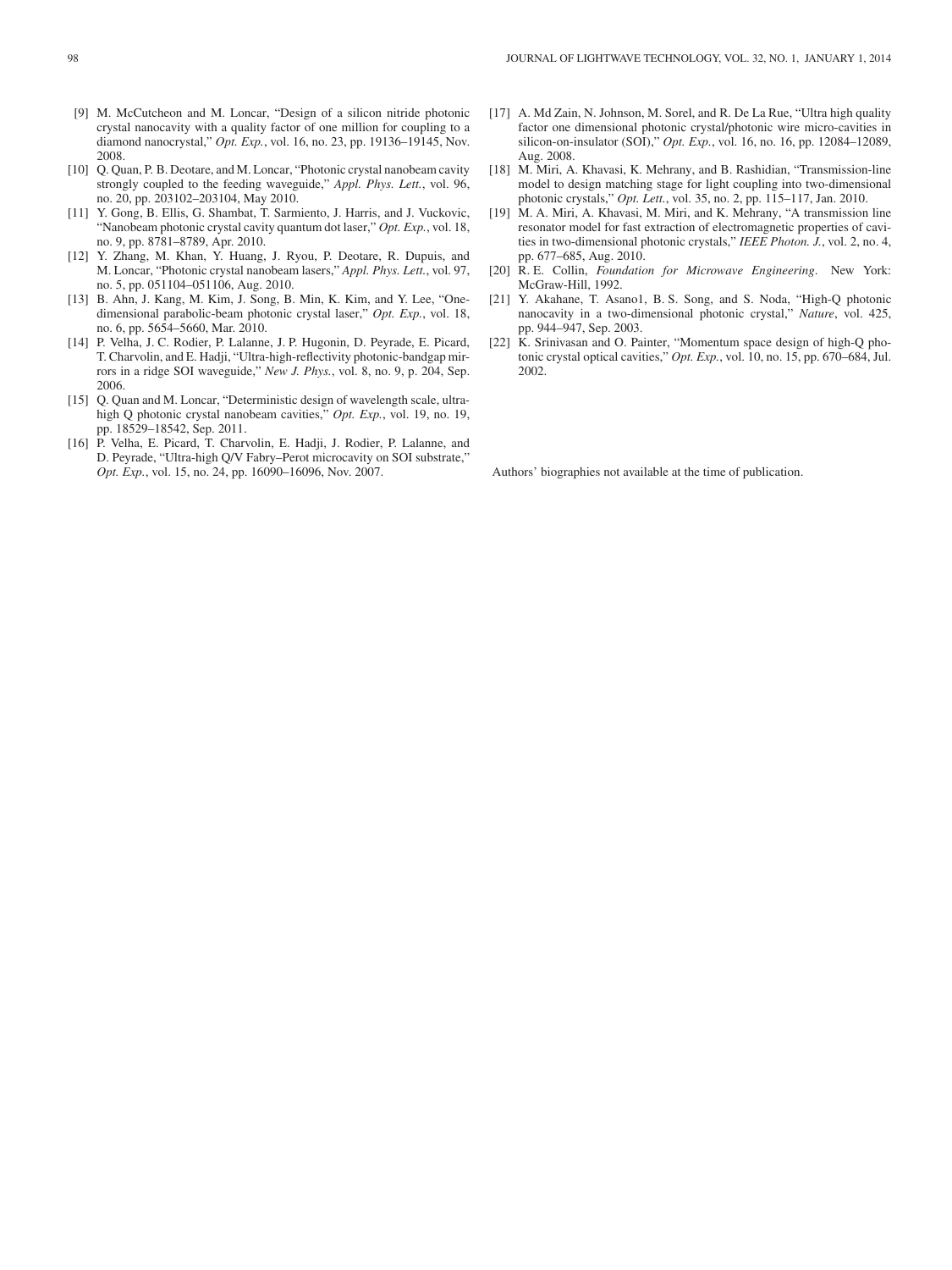[9] M. McCutcheon and M. Loncar, "Design of a silicon nitride photonic crystal nanocavity with a quality factor of one million for coupling to a diamond nanocrystal," *Opt. Exp.*, vol. 16, no. 23, pp. 19136–19145, Nov. 2008.

[10] Q. Quan, P. B. Deotare, and M. Loncar, "Photonic crystal nanobeam cavity strongly coupled to the feeding waveguide," *Appl. Phys. Lett.*, vol. 96, no. 20, pp. 203102–203104, May 2010.

[11] Y. Gong, B. Ellis, G. Shambat, T. Sarmiento, J. Harris, and J. Vuckovic, "Nanobeam photonic crystal cavity quantum dot laser," *Opt. Exp.*, vol. 18, no. 9, pp. 8781–8789, Apr. 2010.

[12] Y. Zhang, M. Khan, Y. Huang, J. Ryou, P. Deotare, R. Dupuis, and M. Loncar, "Photonic crystal nanobeam lasers," *Appl. Phys. Lett.*, vol. 97, no. 5, pp. 051104–051106, Aug. 2010.

[13] B. Ahn, J. Kang, M. Kim, J. Song, B. Min, K. Kim, and Y. Lee, "One-dimensional parabolic-beam photonic crystal laser," *Opt. Exp.*, vol. 18, no. 6, pp. 5654–5660, Mar. 2010.

[14] P. Velha, J. C. Rodier, P. Lalanne, J. P. Hugonin, D. Peyrade, E. Picard, T. Charvolin, and E. Hadji, "Ultra-high-reflectivity photonic-bandgap mirrors in a ridge SOI waveguide," *New J. Phys.*, vol. 8, no. 9, p. 204, Sep. 2006.

[15] Q. Quan and M. Loncar, "Deterministic design of wavelength scale, ultra-high Q photonic crystal nanobeam cavities," *Opt. Exp.*, vol. 19, no. 19, pp. 18529–18542, Sep. 2011.

[16] P. Velha, E. Picard, T. Charvolin, E. Hadji, J. Rodier, P. Lalanne, and D. Peyrade, "Ultra-high Q/V Fabry–Perot microcavity on SOI substrate," *Opt. Exp.*, vol. 15, no. 24, pp. 16090–16096, Nov. 2007.

[17] A. Md Zain, N. Johnson, M. Sorel, and R. De La Rue, "Ultra high quality factor one dimensional photonic crystal/photonic wire micro-cavities in silicon-on-insulator (SOI)," *Opt. Exp.*, vol. 16, no. 16, pp. 12084–12089, Aug. 2008.

[18] M. Miri, A. Khavasi, K. Mehrany, and B. Rashidian, "Transmission-line model to design matching stage for light coupling into two-dimensional photonic crystals," *Opt. Lett.*, vol. 35, no. 2, pp. 115–117, Jan. 2010.

[19] M. A. Miri, A. Khavasi, M. Miri, and K. Mehrany, "A transmission line resonator model for fast extraction of electromagnetic properties of cavities in two-dimensional photonic crystals," *IEEE Photon. J.*, vol. 2, no. 4, pp. 677–685, Aug. 2010.

[20] R. E. Collin, *Foundation for Microwave Engineering*. New York: McGraw-Hill, 1992.

[21] Y. Akahane, T. Asano1, B. S. Song, and S. Noda, "High-Q photonic nanocavity in a two-dimensional photonic crystal," *Nature*, vol. 425, pp. 944–947, Sep. 2003.

[22] K. Srinivasan and O. Painter, "Momentum space design of high-Q photonic crystal optical cavities," *Opt. Exp.*, vol. 10, no. 15, pp. 670–684, Jul. 2002.

Authors' biographies not available at the time of publication.